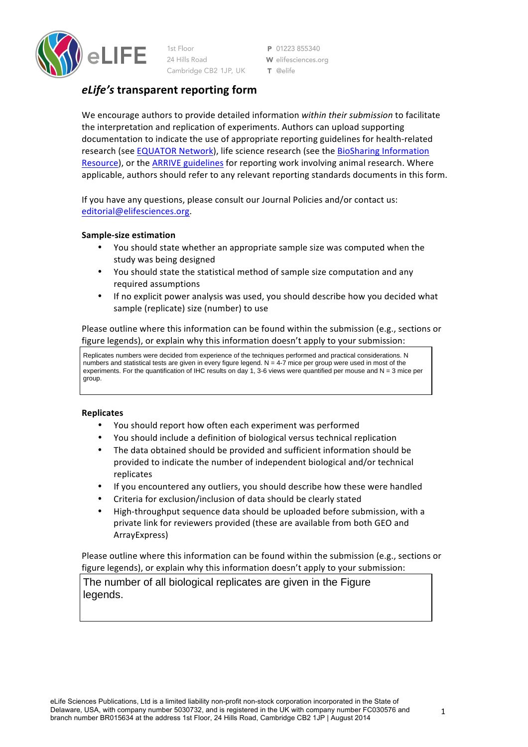1st Floor
24 Hills Road
Cambridge CB2 1JP, UK

**P** 01223 855340
**W** elifesciences.org
**T** @elife

## *eLife's* transparent reporting form

We encourage authors to provide detailed information *within their submission* to facilitate the interpretation and replication of experiments. Authors can upload supporting documentation to indicate the use of appropriate reporting guidelines for health-related research (see EQUATOR Network), life science research (see the BioSharing Information Resource), or the ARRIVE guidelines for reporting work involving animal research. Where applicable, authors should refer to any relevant reporting standards documents in this form.

If you have any questions, please consult our Journal Policies and/or contact us: editorial@elifesciences.org.

**Sample-size estimation**

- You should state whether an appropriate sample size was computed when the study was being designed
- You should state the statistical method of sample size computation and any required assumptions
- If no explicit power analysis was used, you should describe how you decided what sample (replicate) size (number) to use

Please outline where this information can be found within the submission (e.g., sections or figure legends), or explain why this information doesn't apply to your submission:

> Replicates numbers were decided from experience of the techniques performed and practical considerations. N numbers and statistical tests are given in every figure legend. N = 4-7 mice per group were used in most of the experiments. For the quantification of IHC results on day 1, 3-6 views were quantified per mouse and N = 3 mice per group.

**Replicates**

- You should report how often each experiment was performed
- You should include a definition of biological versus technical replication
- The data obtained should be provided and sufficient information should be provided to indicate the number of independent biological and/or technical replicates
- If you encountered any outliers, you should describe how these were handled
- Criteria for exclusion/inclusion of data should be clearly stated
- High-throughput sequence data should be uploaded before submission, with a private link for reviewers provided (these are available from both GEO and ArrayExpress)

Please outline where this information can be found within the submission (e.g., sections or figure legends), or explain why this information doesn't apply to your submission:

> The number of all biological replicates are given in the Figure legends.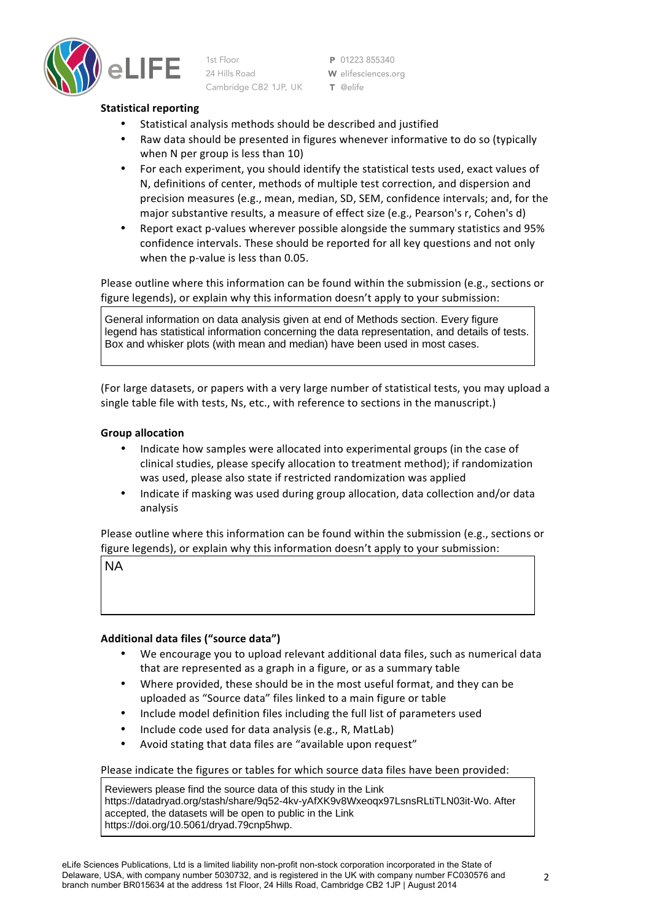### Statistical reporting

- Statistical analysis methods should be described and justified
- Raw data should be presented in figures whenever informative to do so (typically when N per group is less than 10)
- For each experiment, you should identify the statistical tests used, exact values of N, definitions of center, methods of multiple test correction, and dispersion and precision measures (e.g., mean, median, SD, SEM, confidence intervals; and, for the major substantive results, a measure of effect size (e.g., Pearson's r, Cohen's d)
- Report exact p-values wherever possible alongside the summary statistics and 95% confidence intervals. These should be reported for all key questions and not only when the p-value is less than 0.05.

Please outline where this information can be found within the submission (e.g., sections or figure legends), or explain why this information doesn't apply to your submission:

> General information on data analysis given at end of Methods section. Every figure legend has statistical information concerning the data representation, and details of tests. Box and whisker plots (with mean and median) have been used in most cases.

(For large datasets, or papers with a very large number of statistical tests, you may upload a single table file with tests, Ns, etc., with reference to sections in the manuscript.)

### Group allocation

- Indicate how samples were allocated into experimental groups (in the case of clinical studies, please specify allocation to treatment method); if randomization was used, please also state if restricted randomization was applied
- Indicate if masking was used during group allocation, data collection and/or data analysis

Please outline where this information can be found within the submission (e.g., sections or figure legends), or explain why this information doesn't apply to your submission:

> NA

### Additional data files ("source data")

- We encourage you to upload relevant additional data files, such as numerical data that are represented as a graph in a figure, or as a summary table
- Where provided, these should be in the most useful format, and they can be uploaded as "Source data" files linked to a main figure or table
- Include model definition files including the full list of parameters used
- Include code used for data analysis (e.g., R, MatLab)
- Avoid stating that data files are "available upon request"

Please indicate the figures or tables for which source data files have been provided:

> Reviewers please find the source data of this study in the Link https://datadryad.org/stash/share/9q52-4kv-yAfXK9v8Wxeoqx97LsnsRLtiTLN03it-Wo. After accepted, the datasets will be open to public in the Link https://doi.org/10.5061/dryad.79cnp5hwp.